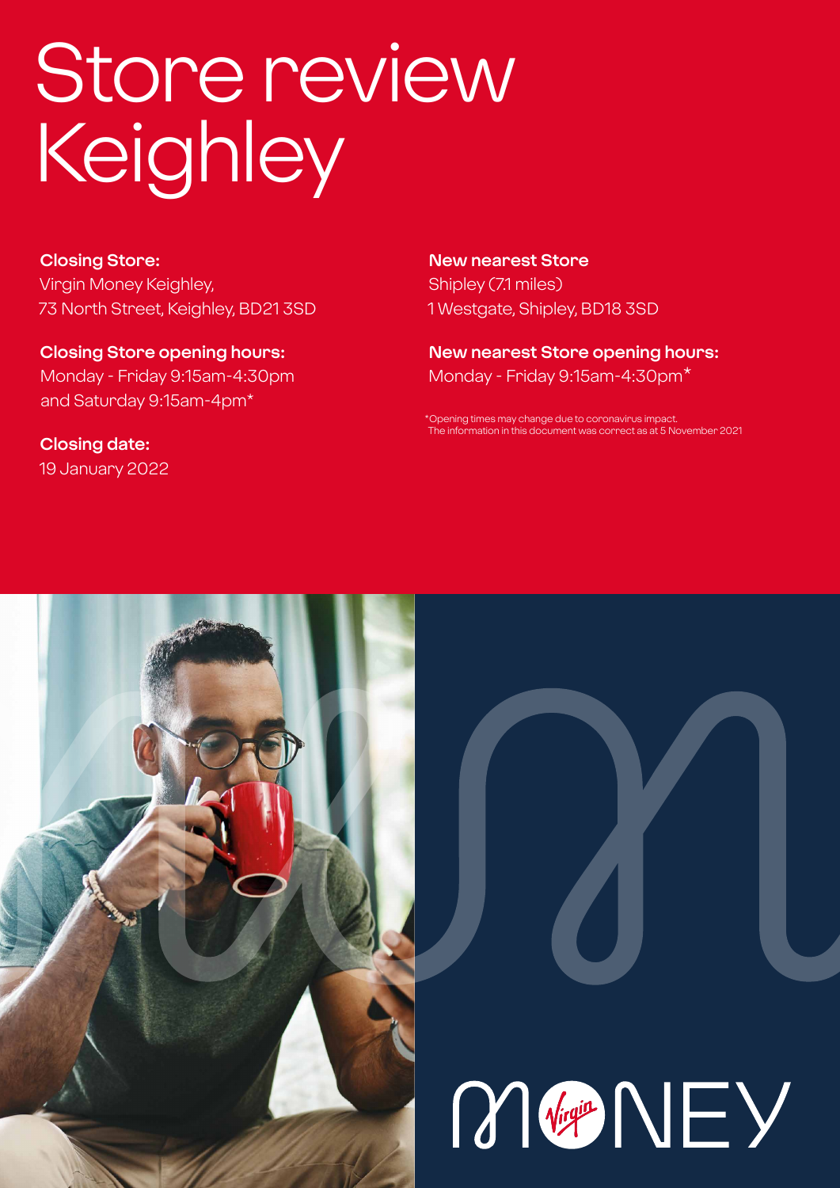# Store review Keighley

**Closing Store:**
Virgin Money Keighley,
73 North Street, Keighley, BD21 3SD

**Closing Store opening hours:**
Monday - Friday 9:15am-4:30pm
and Saturday 9:15am-4pm*

**Closing date:**
19 January 2022

**New nearest Store**
Shipley (7.1 miles)
1 Westgate, Shipley, BD18 3SD

**New nearest Store opening hours:**
Monday - Friday 9:15am-4:30pm*

*Opening times may change due to coronavirus impact.
The information in this document was correct as at 5 November 2021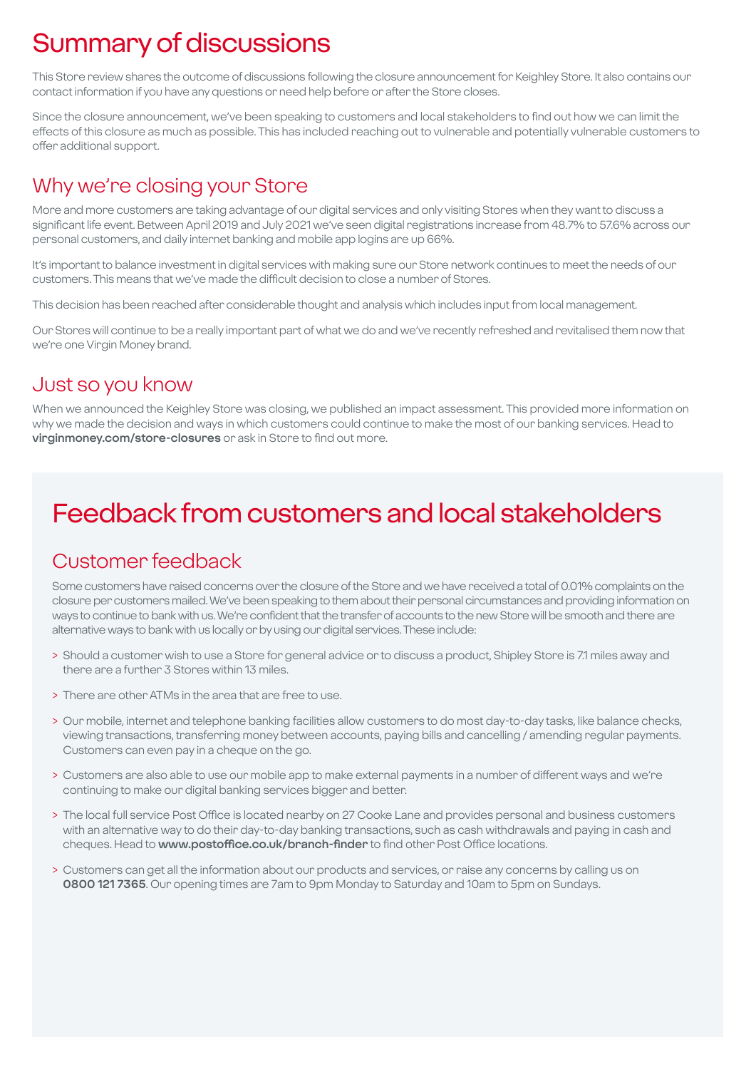# Summary of discussions

This Store review shares the outcome of discussions following the closure announcement for Keighley Store. It also contains our contact information if you have any questions or need help before or after the Store closes.

Since the closure announcement, we've been speaking to customers and local stakeholders to find out how we can limit the effects of this closure as much as possible. This has included reaching out to vulnerable and potentially vulnerable customers to offer additional support.

## Why we're closing your Store

More and more customers are taking advantage of our digital services and only visiting Stores when they want to discuss a significant life event. Between April 2019 and July 2021 we've seen digital registrations increase from 48.7% to 57.6% across our personal customers, and daily internet banking and mobile app logins are up 66%.

It's important to balance investment in digital services with making sure our Store network continues to meet the needs of our customers. This means that we've made the difficult decision to close a number of Stores.

This decision has been reached after considerable thought and analysis which includes input from local management.

Our Stores will continue to be a really important part of what we do and we've recently refreshed and revitalised them now that we're one Virgin Money brand.

## Just so you know

When we announced the Keighley Store was closing, we published an impact assessment. This provided more information on why we made the decision and ways in which customers could continue to make the most of our banking services. Head to **virginmoney.com/store-closures** or ask in Store to find out more.

# Feedback from customers and local stakeholders

## Customer feedback

Some customers have raised concerns over the closure of the Store and we have received a total of 0.01% complaints on the closure per customers mailed. We've been speaking to them about their personal circumstances and providing information on ways to continue to bank with us. We're confident that the transfer of accounts to the new Store will be smooth and there are alternative ways to bank with us locally or by using our digital services. These include:

> Should a customer wish to use a Store for general advice or to discuss a product, Shipley Store is 7.1 miles away and there are a further 3 Stores within 13 miles.

> There are other ATMs in the area that are free to use.

> Our mobile, internet and telephone banking facilities allow customers to do most day-to-day tasks, like balance checks, viewing transactions, transferring money between accounts, paying bills and cancelling / amending regular payments. Customers can even pay in a cheque on the go.

> Customers are also able to use our mobile app to make external payments in a number of different ways and we're continuing to make our digital banking services bigger and better.

> The local full service Post Office is located nearby on 27 Cooke Lane and provides personal and business customers with an alternative way to do their day-to-day banking transactions, such as cash withdrawals and paying in cash and cheques. Head to **www.postoffice.co.uk/branch-finder** to find other Post Office locations.

> Customers can get all the information about our products and services, or raise any concerns by calling us on **0800 121 7365**. Our opening times are 7am to 9pm Monday to Saturday and 10am to 5pm on Sundays.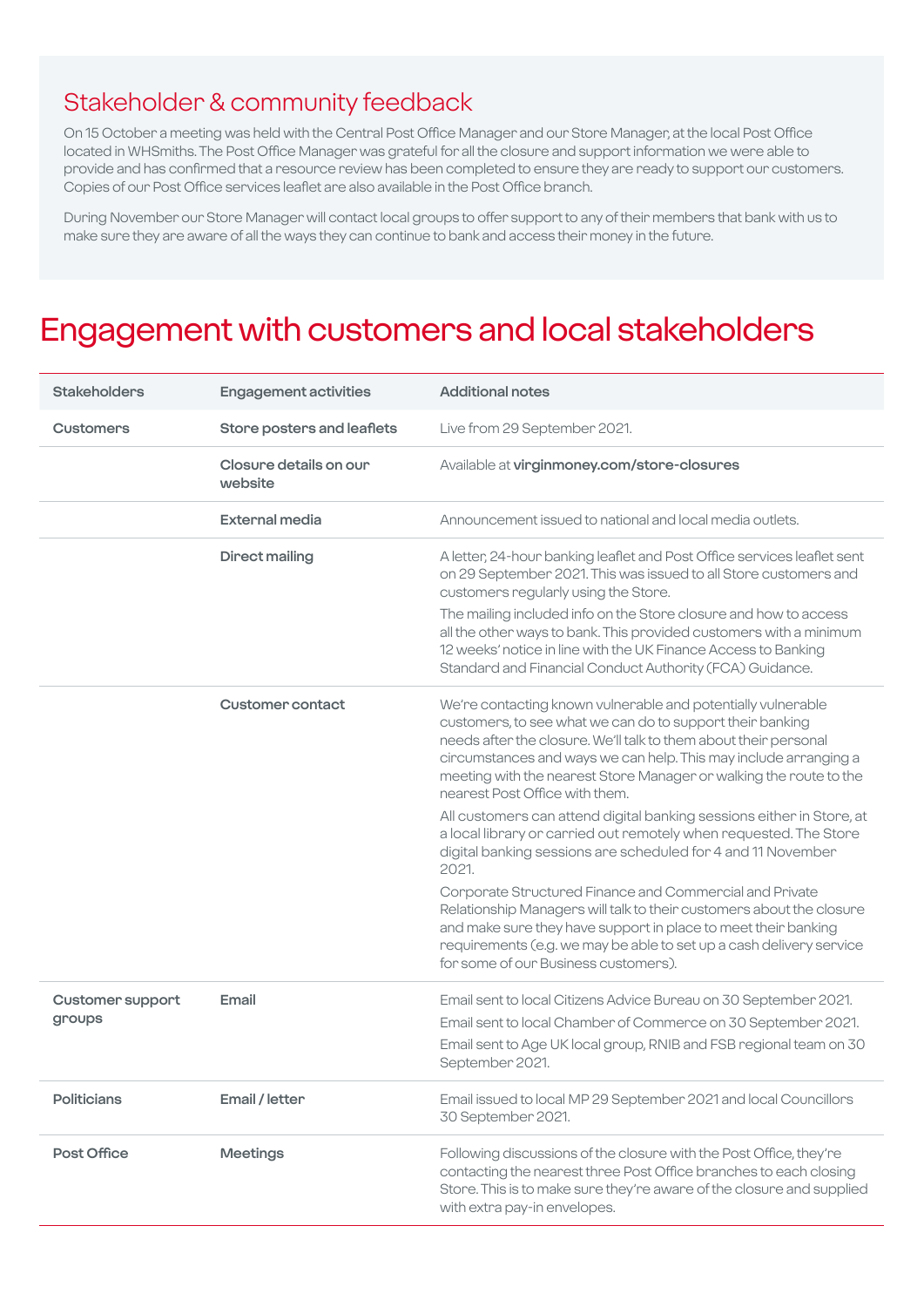## Stakeholder & community feedback

On 15 October a meeting was held with the Central Post Office Manager and our Store Manager, at the local Post Office located in WHSmiths. The Post Office Manager was grateful for all the closure and support information we were able to provide and has confirmed that a resource review has been completed to ensure they are ready to support our customers. Copies of our Post Office services leaflet are also available in the Post Office branch.

During November our Store Manager will contact local groups to offer support to any of their members that bank with us to make sure they are aware of all the ways they can continue to bank and access their money in the future.

# Engagement with customers and local stakeholders

| Stakeholders | Engagement activities | Additional notes |
|---|---|---|
| **Customers** | **Store posters and leaflets** | Live from 29 September 2021. |
| | **Closure details on our website** | Available at **virginmoney.com/store-closures** |
| | **External media** | Announcement issued to national and local media outlets. |
| | **Direct mailing** | A letter, 24-hour banking leaflet and Post Office services leaflet sent on 29 September 2021. This was issued to all Store customers and customers regularly using the Store.<br><br>The mailing included info on the Store closure and how to access all the other ways to bank. This provided customers with a minimum 12 weeks' notice in line with the UK Finance Access to Banking Standard and Financial Conduct Authority (FCA) Guidance. |
| | **Customer contact** | We're contacting known vulnerable and potentially vulnerable customers, to see what we can do to support their banking needs after the closure. We'll talk to them about their personal circumstances and ways we can help. This may include arranging a meeting with the nearest Store Manager or walking the route to the nearest Post Office with them.<br><br>All customers can attend digital banking sessions either in Store, at a local library or carried out remotely when requested. The Store digital banking sessions are scheduled for 4 and 11 November 2021.<br><br>Corporate Structured Finance and Commercial and Private Relationship Managers will talk to their customers about the closure and make sure they have support in place to meet their banking requirements (e.g. we may be able to set up a cash delivery service for some of our Business customers). |
| **Customer support groups** | **Email** | Email sent to local Citizens Advice Bureau on 30 September 2021.<br><br>Email sent to local Chamber of Commerce on 30 September 2021.<br><br>Email sent to Age UK local group, RNIB and FSB regional team on 30 September 2021. |
| **Politicians** | **Email / letter** | Email issued to local MP 29 September 2021 and local Councillors 30 September 2021. |
| **Post Office** | **Meetings** | Following discussions of the closure with the Post Office, they're contacting the nearest three Post Office branches to each closing Store. This is to make sure they're aware of the closure and supplied with extra pay-in envelopes. |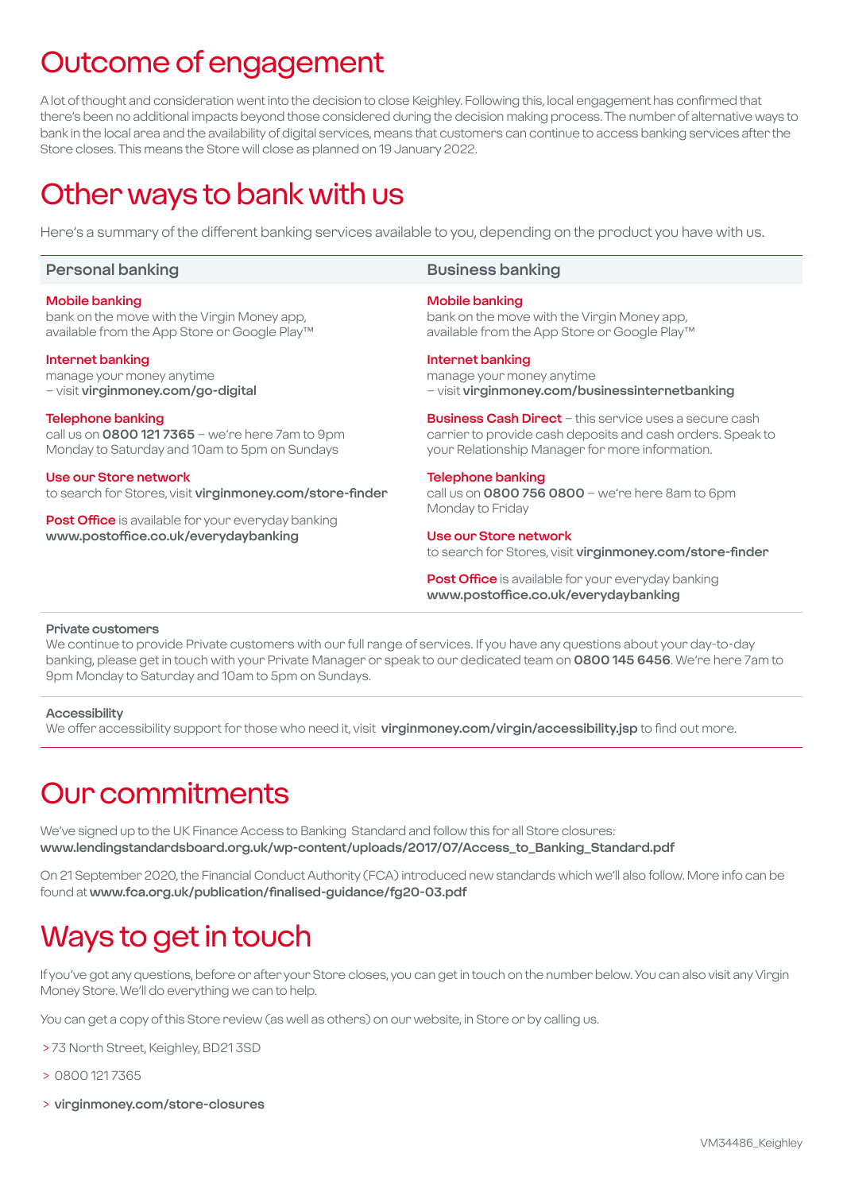# Outcome of engagement

A lot of thought and consideration went into the decision to close Keighley. Following this, local engagement has confirmed that there's been no additional impacts beyond those considered during the decision making process. The number of alternative ways to bank in the local area and the availability of digital services, means that customers can continue to access banking services after the Store closes. This means the Store will close as planned on 19 January 2022.

# Other ways to bank with us

Here's a summary of the different banking services available to you, depending on the product you have with us.

## Personal banking

**Mobile banking**
bank on the move with the Virgin Money app, available from the App Store or Google Play™

**Internet banking**
manage your money anytime – visit **virginmoney.com/go-digital**

**Telephone banking**
call us on **0800 121 7365** – we're here 7am to 9pm Monday to Saturday and 10am to 5pm on Sundays

**Use our Store network**
to search for Stores, visit **virginmoney.com/store-finder**

**Post Office** is available for your everyday banking **www.postoffice.co.uk/everydaybanking**

## Business banking

**Mobile banking**
bank on the move with the Virgin Money app, available from the App Store or Google Play™

**Internet banking**
manage your money anytime – visit **virginmoney.com/businessinternetbanking**

**Business Cash Direct** – this service uses a secure cash carrier to provide cash deposits and cash orders. Speak to your Relationship Manager for more information.

**Telephone banking**
call us on **0800 756 0800** – we're here 8am to 6pm Monday to Friday

**Use our Store network**
to search for Stores, visit **virginmoney.com/store-finder**

**Post Office** is available for your everyday banking **www.postoffice.co.uk/everydaybanking**

**Private customers**
We continue to provide Private customers with our full range of services. If you have any questions about your day-to-day banking, please get in touch with your Private Manager or speak to our dedicated team on **0800 145 6456**. We're here 7am to 9pm Monday to Saturday and 10am to 5pm on Sundays.

**Accessibility**
We offer accessibility support for those who need it, visit **virginmoney.com/virgin/accessibility.jsp** to find out more.

# Our commitments

We've signed up to the UK Finance Access to Banking Standard and follow this for all Store closures: **www.lendingstandardsboard.org.uk/wp-content/uploads/2017/07/Access_to_Banking_Standard.pdf**

On 21 September 2020, the Financial Conduct Authority (FCA) introduced new standards which we'll also follow. More info can be found at **www.fca.org.uk/publication/finalised-guidance/fg20-03.pdf**

# Ways to get in touch

If you've got any questions, before or after your Store closes, you can get in touch on the number below. You can also visit any Virgin Money Store. We'll do everything we can to help.

You can get a copy of this Store review (as well as others) on our website, in Store or by calling us.

> 73 North Street, Keighley, BD21 3SD

> 0800 121 7365

> **virginmoney.com/store-closures**

VM34486_Keighley